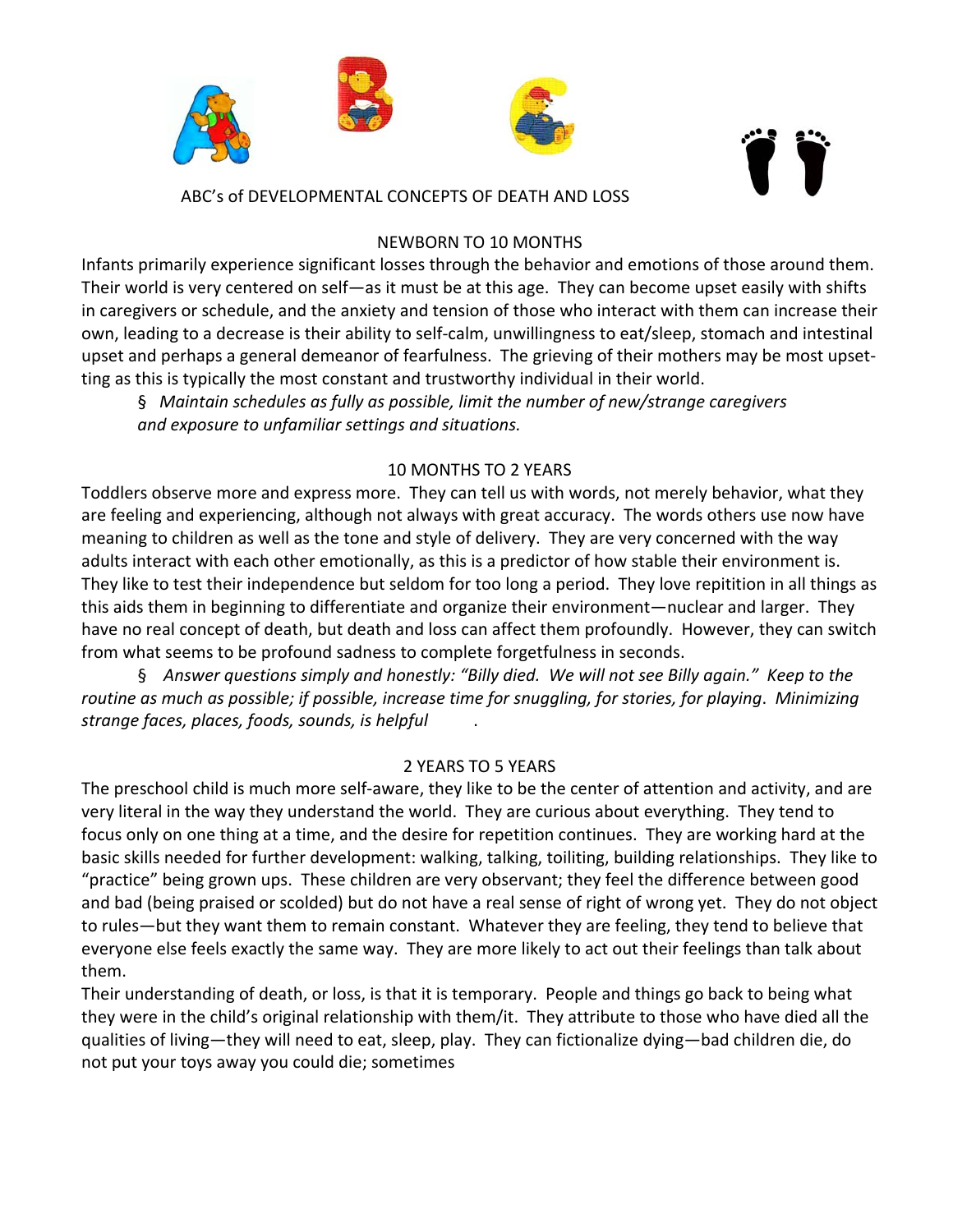# ABC's of DEVELOPMENTAL CONCEPTS OF DEATH AND LOSS

## NEWBORN TO 10 MONTHS

Infants primarily experience significant losses through the behavior and emotions of those around them. Their world is very centered on self—as it must be at this age. They can become upset easily with shifts in caregivers or schedule, and the anxiety and tension of those who interact with them can increase their own, leading to a decrease is their ability to self-calm, unwillingness to eat/sleep, stomach and intestinal upset and perhaps a general demeanor of fearfulness. The grieving of their mothers may be most upsetting as this is typically the most constant and trustworthy individual in their world.

§ *Maintain schedules as fully as possible, limit the number of new/strange caregivers and exposure to unfamiliar settings and situations.*

## 10 MONTHS TO 2 YEARS

Toddlers observe more and express more. They can tell us with words, not merely behavior, what they are feeling and experiencing, although not always with great accuracy. The words others use now have meaning to children as well as the tone and style of delivery. They are very concerned with the way adults interact with each other emotionally, as this is a predictor of how stable their environment is. They like to test their independence but seldom for too long a period. They love repitition in all things as this aids them in beginning to differentiate and organize their environment—nuclear and larger. They have no real concept of death, but death and loss can affect them profoundly. However, they can switch from what seems to be profound sadness to complete forgetfulness in seconds.

§ *Answer questions simply and honestly: "Billy died. We will not see Billy again." Keep to the routine as much as possible; if possible, increase time for snuggling, for stories, for playing. Minimizing strange faces, places, foods, sounds, is helpful* .

## 2 YEARS TO 5 YEARS

The preschool child is much more self-aware, they like to be the center of attention and activity, and are very literal in the way they understand the world. They are curious about everything. They tend to focus only on one thing at a time, and the desire for repetition continues. They are working hard at the basic skills needed for further development: walking, talking, toiliting, building relationships. They like to "practice" being grown ups. These children are very observant; they feel the difference between good and bad (being praised or scolded) but do not have a real sense of right of wrong yet. They do not object to rules—but they want them to remain constant. Whatever they are feeling, they tend to believe that everyone else feels exactly the same way. They are more likely to act out their feelings than talk about them.

Their understanding of death, or loss, is that it is temporary. People and things go back to being what they were in the child's original relationship with them/it. They attribute to those who have died all the qualities of living—they will need to eat, sleep, play. They can fictionalize dying—bad children die, do not put your toys away you could die; sometimes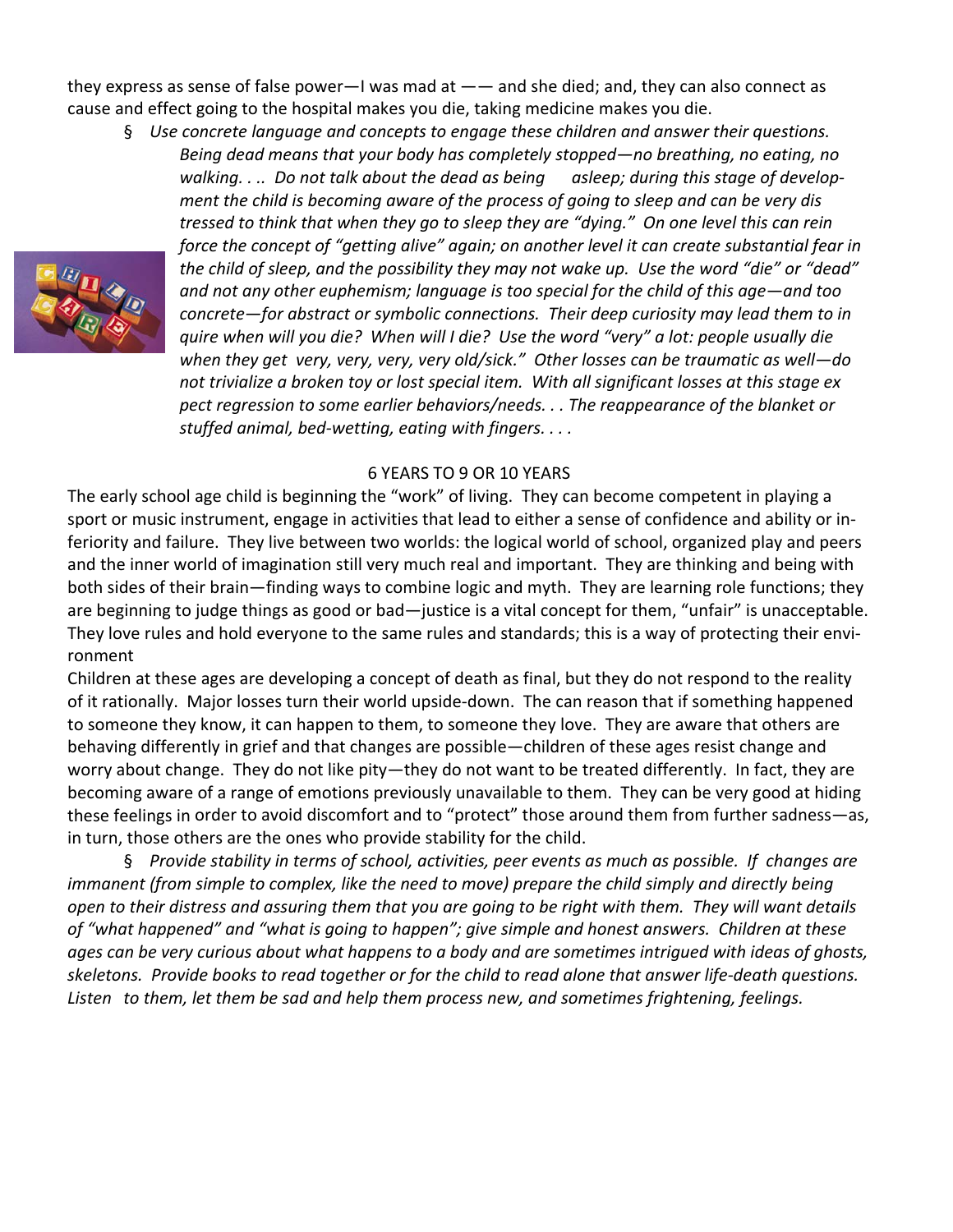they express as sense of false power—I was mad at —— and she died; and, they can also connect as cause and effect going to the hospital makes you die, taking medicine makes you die.

§ *Use concrete language and concepts to engage these children and answer their questions. Being dead means that your body has completely stopped—no breathing, no eating, no walking. . .. Do not talk about the dead as being asleep; during this stage of development the child is becoming aware of the process of going to sleep and can be very distressed to think that when they go to sleep they are "dying." On one level this can reinforce the concept of "getting alive" again; on another level it can create substantial fear in the child of sleep, and the possibility they may not wake up. Use the word "die" or "dead" and not any other euphemism; language is too special for the child of this age—and too concrete—for abstract or symbolic connections. Their deep curiosity may lead them to inquire when will you die? When will I die? Use the word "very" a lot: people usually die when they get very, very, very, very old/sick." Other losses can be traumatic as well—do not trivialize a broken toy or lost special item. With all significant losses at this stage expect regression to some earlier behaviors/needs. . . The reappearance of the blanket or stuffed animal, bed-wetting, eating with fingers. . . .*

## 6 YEARS TO 9 OR 10 YEARS

The early school age child is beginning the "work" of living. They can become competent in playing a sport or music instrument, engage in activities that lead to either a sense of confidence and ability or inferiority and failure. They live between two worlds: the logical world of school, organized play and peers and the inner world of imagination still very much real and important. They are thinking and being with both sides of their brain—finding ways to combine logic and myth. They are learning role functions; they are beginning to judge things as good or bad—justice is a vital concept for them, "unfair" is unacceptable. They love rules and hold everyone to the same rules and standards; this is a way of protecting their environment

Children at these ages are developing a concept of death as final, but they do not respond to the reality of it rationally. Major losses turn their world upside-down. The can reason that if something happened to someone they know, it can happen to them, to someone they love. They are aware that others are behaving differently in grief and that changes are possible—children of these ages resist change and worry about change. They do not like pity—they do not want to be treated differently. In fact, they are becoming aware of a range of emotions previously unavailable to them. They can be very good at hiding these feelings in order to avoid discomfort and to "protect" those around them from further sadness—as, in turn, those others are the ones who provide stability for the child.

§ *Provide stability in terms of school, activities, peer events as much as possible. If changes are immanent (from simple to complex, like the need to move) prepare the child simply and directly being open to their distress and assuring them that you are going to be right with them. They will want details of "what happened" and "what is going to happen"; give simple and honest answers. Children at these ages can be very curious about what happens to a body and are sometimes intrigued with ideas of ghosts, skeletons. Provide books to read together or for the child to read alone that answer life-death questions. Listen to them, let them be sad and help them process new, and sometimes frightening, feelings.*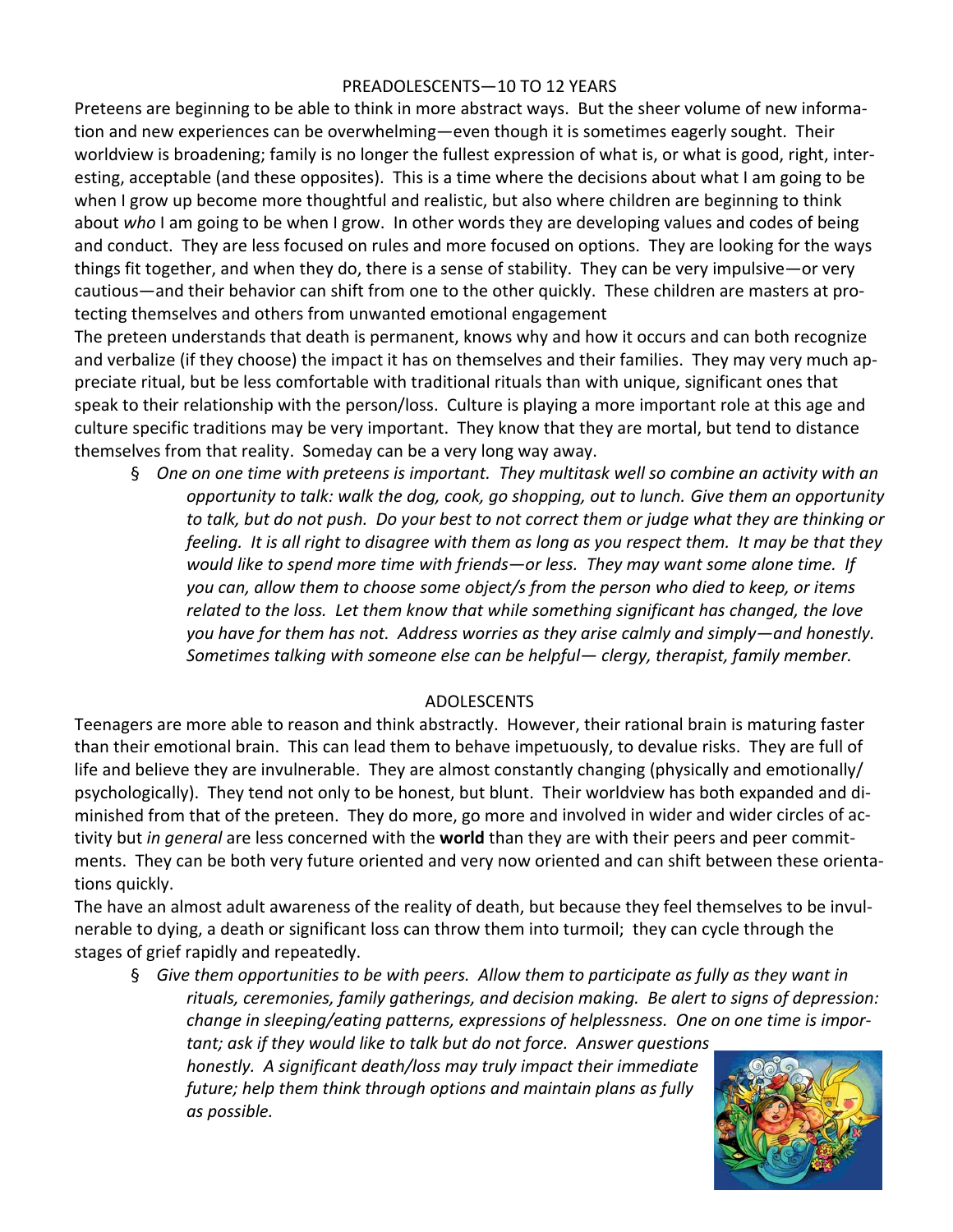## PREADOLESCENTS—10 TO 12 YEARS

Preteens are beginning to be able to think in more abstract ways. But the sheer volume of new information and new experiences can be overwhelming—even though it is sometimes eagerly sought. Their worldview is broadening; family is no longer the fullest expression of what is, or what is good, right, interesting, acceptable (and these opposites). This is a time where the decisions about what I am going to be when I grow up become more thoughtful and realistic, but also where children are beginning to think about *who* I am going to be when I grow. In other words they are developing values and codes of being and conduct. They are less focused on rules and more focused on options. They are looking for the ways things fit together, and when they do, there is a sense of stability. They can be very impulsive—or very cautious—and their behavior can shift from one to the other quickly. These children are masters at protecting themselves and others from unwanted emotional engagement

The preteen understands that death is permanent, knows why and how it occurs and can both recognize and verbalize (if they choose) the impact it has on themselves and their families. They may very much appreciate ritual, but be less comfortable with traditional rituals than with unique, significant ones that speak to their relationship with the person/loss. Culture is playing a more important role at this age and culture specific traditions may be very important. They know that they are mortal, but tend to distance themselves from that reality. Someday can be a very long way away.

- *One on one time with preteens is important. They multitask well so combine an activity with an opportunity to talk: walk the dog, cook, go shopping, out to lunch. Give them an opportunity to talk, but do not push. Do your best to not correct them or judge what they are thinking or feeling. It is all right to disagree with them as long as you respect them. It may be that they would like to spend more time with friends—or less. They may want some alone time. If you can, allow them to choose some object/s from the person who died to keep, or items related to the loss. Let them know that while something significant has changed, the love you have for them has not. Address worries as they arise calmly and simply—and honestly. Sometimes talking with someone else can be helpful— clergy, therapist, family member.*

## ADOLESCENTS

Teenagers are more able to reason and think abstractly. However, their rational brain is maturing faster than their emotional brain. This can lead them to behave impetuously, to devalue risks. They are full of life and believe they are invulnerable. They are almost constantly changing (physically and emotionally/psychologically). They tend not only to be honest, but blunt. Their worldview has both expanded and diminished from that of the preteen. They do more, go more and involved in wider and wider circles of activity but *in general* are less concerned with the **world** than they are with their peers and peer commitments. They can be both very future oriented and very now oriented and can shift between these orientations quickly.

The have an almost adult awareness of the reality of death, but because they feel themselves to be invulnerable to dying, a death or significant loss can throw them into turmoil; they can cycle through the stages of grief rapidly and repeatedly.

- *Give them opportunities to be with peers. Allow them to participate as fully as they want in rituals, ceremonies, family gatherings, and decision making. Be alert to signs of depression: change in sleeping/eating patterns, expressions of helplessness. One on one time is important; ask if they would like to talk but do not force. Answer questions honestly. A significant death/loss may truly impact their immediate future; help them think through options and maintain plans as fully as possible.*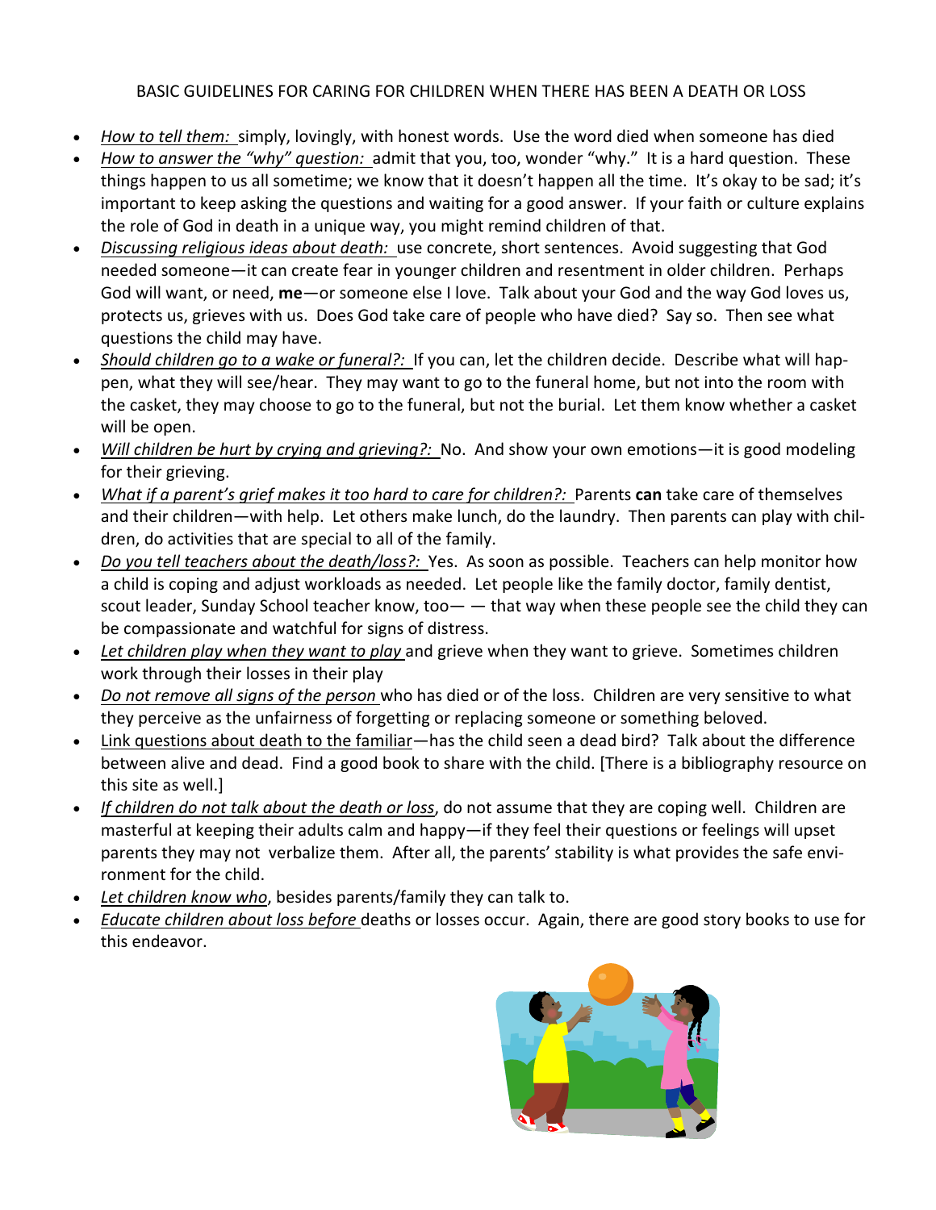BASIC GUIDELINES FOR CARING FOR CHILDREN WHEN THERE HAS BEEN A DEATH OR LOSS

- *How to tell them:* simply, lovingly, with honest words. Use the word died when someone has died
- *How to answer the "why" question:* admit that you, too, wonder "why." It is a hard question. These things happen to us all sometime; we know that it doesn't happen all the time. It's okay to be sad; it's important to keep asking the questions and waiting for a good answer. If your faith or culture explains the role of God in death in a unique way, you might remind children of that.
- *Discussing religious ideas about death:* use concrete, short sentences. Avoid suggesting that God needed someone—it can create fear in younger children and resentment in older children. Perhaps God will want, or need, **me**—or someone else I love. Talk about your God and the way God loves us, protects us, grieves with us. Does God take care of people who have died? Say so. Then see what questions the child may have.
- *Should children go to a wake or funeral?:* If you can, let the children decide. Describe what will happen, what they will see/hear. They may want to go to the funeral home, but not into the room with the casket, they may choose to go to the funeral, but not the burial. Let them know whether a casket will be open.
- *Will children be hurt by crying and grieving?:* No. And show your own emotions—it is good modeling for their grieving.
- *What if a parent's grief makes it too hard to care for children?:* Parents **can** take care of themselves and their children—with help. Let others make lunch, do the laundry. Then parents can play with children, do activities that are special to all of the family.
- *Do you tell teachers about the death/loss?:* Yes. As soon as possible. Teachers can help monitor how a child is coping and adjust workloads as needed. Let people like the family doctor, family dentist, scout leader, Sunday School teacher know, too— — that way when these people see the child they can be compassionate and watchful for signs of distress.
- *Let children play when they want to play* and grieve when they want to grieve. Sometimes children work through their losses in their play
- *Do not remove all signs of the person* who has died or of the loss. Children are very sensitive to what they perceive as the unfairness of forgetting or replacing someone or something beloved.
- Link questions about death to the familiar—has the child seen a dead bird? Talk about the difference between alive and dead. Find a good book to share with the child. [There is a bibliography resource on this site as well.]
- *If children do not talk about the death or loss*, do not assume that they are coping well. Children are masterful at keeping their adults calm and happy—if they feel their questions or feelings will upset parents they may not verbalize them. After all, the parents' stability is what provides the safe environment for the child.
- *Let children know who*, besides parents/family they can talk to.
- *Educate children about loss before* deaths or losses occur. Again, there are good story books to use for this endeavor.